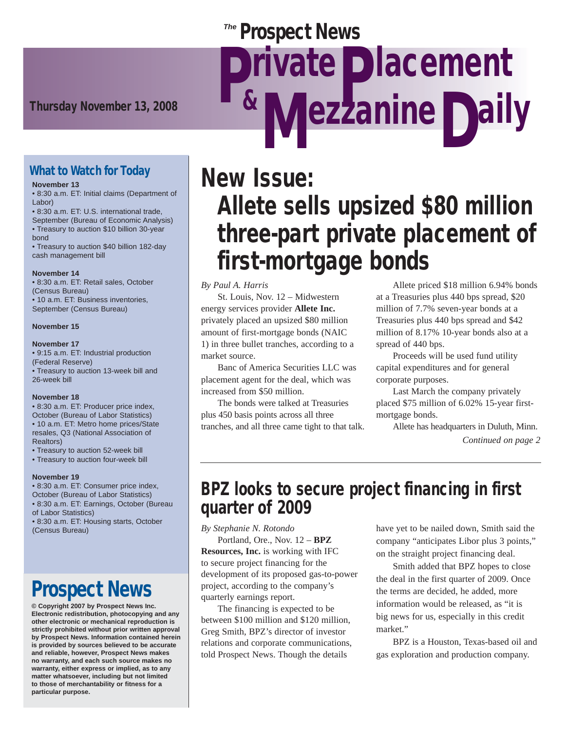# The Prospect News Private Placement & Mezzanine Daily

**Thursday November 13, 2008**

## What to Watch for Today

**November 13**
- 8:30 a.m. ET: Initial claims (Department of Labor)
- 8:30 a.m. ET: U.S. international trade, September (Bureau of Economic Analysis)
- Treasury to auction $10 billion 30-year bond
- Treasury to auction $40 billion 182-day cash management bill

**November 14**
- 8:30 a.m. ET: Retail sales, October (Census Bureau)
- 10 a.m. ET: Business inventories, September (Census Bureau)

**November 15**

**November 17**
- 9:15 a.m. ET: Industrial production (Federal Reserve)
- Treasury to auction 13-week bill and 26-week bill

**November 18**
- 8:30 a.m. ET: Producer price index, October (Bureau of Labor Statistics)
- 10 a.m. ET: Metro home prices/State resales, Q3 (National Association of Realtors)
- Treasury to auction 52-week bill
- Treasury to auction four-week bill

**November 19**
- 8:30 a.m. ET: Consumer price index, October (Bureau of Labor Statistics)
- 8:30 a.m. ET: Earnings, October (Bureau of Labor Statistics)
- 8:30 a.m. ET: Housing starts, October (Census Bureau)

## Prospect News

**© Copyright 2007 by Prospect News Inc. Electronic redistribution, photocopying and any other electronic or mechanical reproduction is strictly prohibited without prior written approval by Prospect News. Information contained herein is provided by sources believed to be accurate and reliable, however, Prospect News makes no warranty, and each such source makes no warranty, either express or implied, as to any matter whatsoever, including but not limited to those of merchantability or fitness for a particular purpose.**

# New Issue: Allete sells upsized $80 million three-part private placement of first-mortgage bonds

*By Paul A. Harris*

St. Louis, Nov. 12 – Midwestern energy services provider **Allete Inc.** privately placed an upsized $80 million amount of first-mortgage bonds (NAIC 1) in three bullet tranches, according to a market source.

Banc of America Securities LLC was placement agent for the deal, which was increased from $50 million.

The bonds were talked at Treasuries plus 450 basis points across all three tranches, and all three came tight to that talk.

Allete priced $18 million 6.94% bonds at a Treasuries plus 440 bps spread, $20 million of 7.7% seven-year bonds at a Treasuries plus 440 bps spread and $42 million of 8.17% 10-year bonds also at a spread of 440 bps.

Proceeds will be used fund utility capital expenditures and for general corporate purposes.

Last March the company privately placed $75 million of 6.02% 15-year first-mortgage bonds.

Allete has headquarters in Duluth, Minn.

*Continued on page 2*

## BPZ looks to secure project financing in first quarter of 2009

*By Stephanie N. Rotondo*

Portland, Ore., Nov. 12 – **BPZ Resources, Inc.** is working with IFC to secure project financing for the development of its proposed gas-to-power project, according to the company's quarterly earnings report.

The financing is expected to be between $100 million and $120 million, Greg Smith, BPZ's director of investor relations and corporate communications, told Prospect News. Though the details have yet to be nailed down, Smith said the company "anticipates Libor plus 3 points," on the straight project financing deal.

Smith added that BPZ hopes to close the deal in the first quarter of 2009. Once the terms are decided, he added, more information would be released, as "it is big news for us, especially in this credit market."

BPZ is a Houston, Texas-based oil and gas exploration and production company.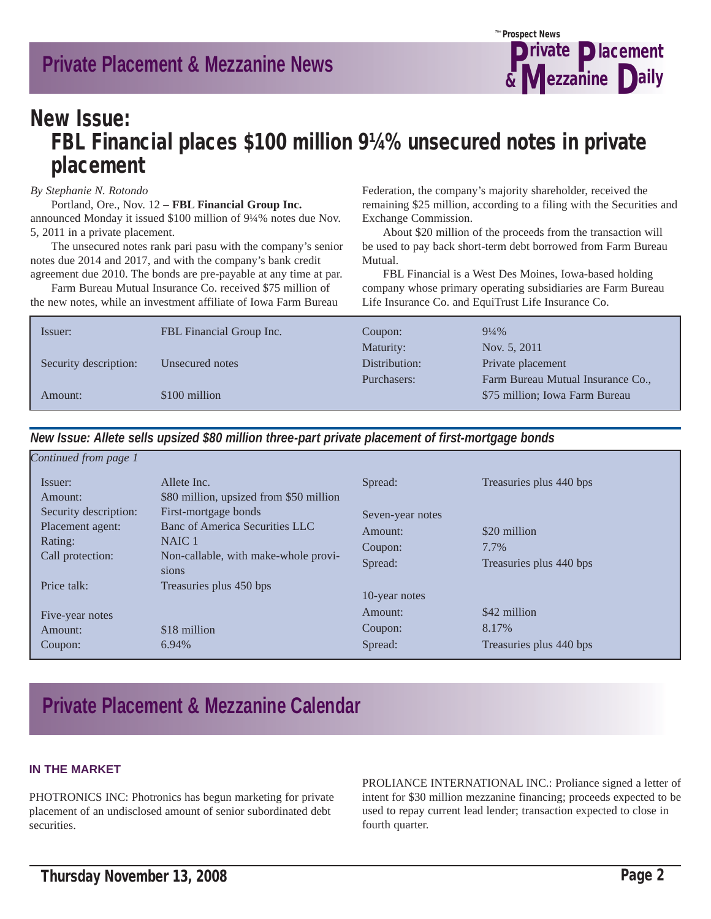## New Issue:

## FBL Financial places $100 million 9¼% unsecured notes in private placement

*By Stephanie N. Rotondo*

Portland, Ore., Nov. 12 – **FBL Financial Group Inc.** announced Monday it issued $100 million of 9¼% notes due Nov. 5, 2011 in a private placement.

The unsecured notes rank pari pasu with the company's senior notes due 2014 and 2017, and with the company's bank credit agreement due 2010. The bonds are pre-payable at any time at par.

Farm Bureau Mutual Insurance Co. received $75 million of the new notes, while an investment affiliate of Iowa Farm Bureau Federation, the company's majority shareholder, received the remaining $25 million, according to a filing with the Securities and Exchange Commission.

About $20 million of the proceeds from the transaction will be used to pay back short-term debt borrowed from Farm Bureau Mutual.

FBL Financial is a West Des Moines, Iowa-based holding company whose primary operating subsidiaries are Farm Bureau Life Insurance Co. and EquiTrust Life Insurance Co.

| | | | |
|---|---|---|---|
| Issuer: | FBL Financial Group Inc. | Coupon: | 9¼% |
| | | Maturity: | Nov. 5, 2011 |
| Security description: | Unsecured notes | Distribution: | Private placement |
| | | Purchasers: | Farm Bureau Mutual Insurance Co., |
| Amount: | $100 million | | $75 million; Iowa Farm Bureau |

### *New Issue: Allete sells upsized $80 million three-part private placement of first-mortgage bonds*

*Continued from page 1*

| | | | |
|---|---|---|---|
| Issuer: | Allete Inc. | Spread: | Treasuries plus 440 bps |
| Amount: | $80 million, upsized from $50 million | | |
| Security description: | First-mortgage bonds | Seven-year notes | |
| Placement agent: | Banc of America Securities LLC | Amount: | $20 million |
| Rating: | NAIC 1 | Coupon: | 7.7% |
| Call protection: | Non-callable, with make-whole provisions | Spread: | Treasuries plus 440 bps |
| Price talk: | Treasuries plus 450 bps | | |
| | | 10-year notes | |
| Five-year notes | | Amount: | $42 million |
| Amount: | $18 million | Coupon: | 8.17% |
| Coupon: | 6.94% | Spread: | Treasuries plus 440 bps |

## Private Placement & Mezzanine Calendar

### IN THE MARKET

PHOTRONICS INC: Photronics has begun marketing for private placement of an undisclosed amount of senior subordinated debt securities.

PROLIANCE INTERNATIONAL INC.: Proliance signed a letter of intent for $30 million mezzanine financing; proceeds expected to be used to repay current lead lender; transaction expected to close in fourth quarter.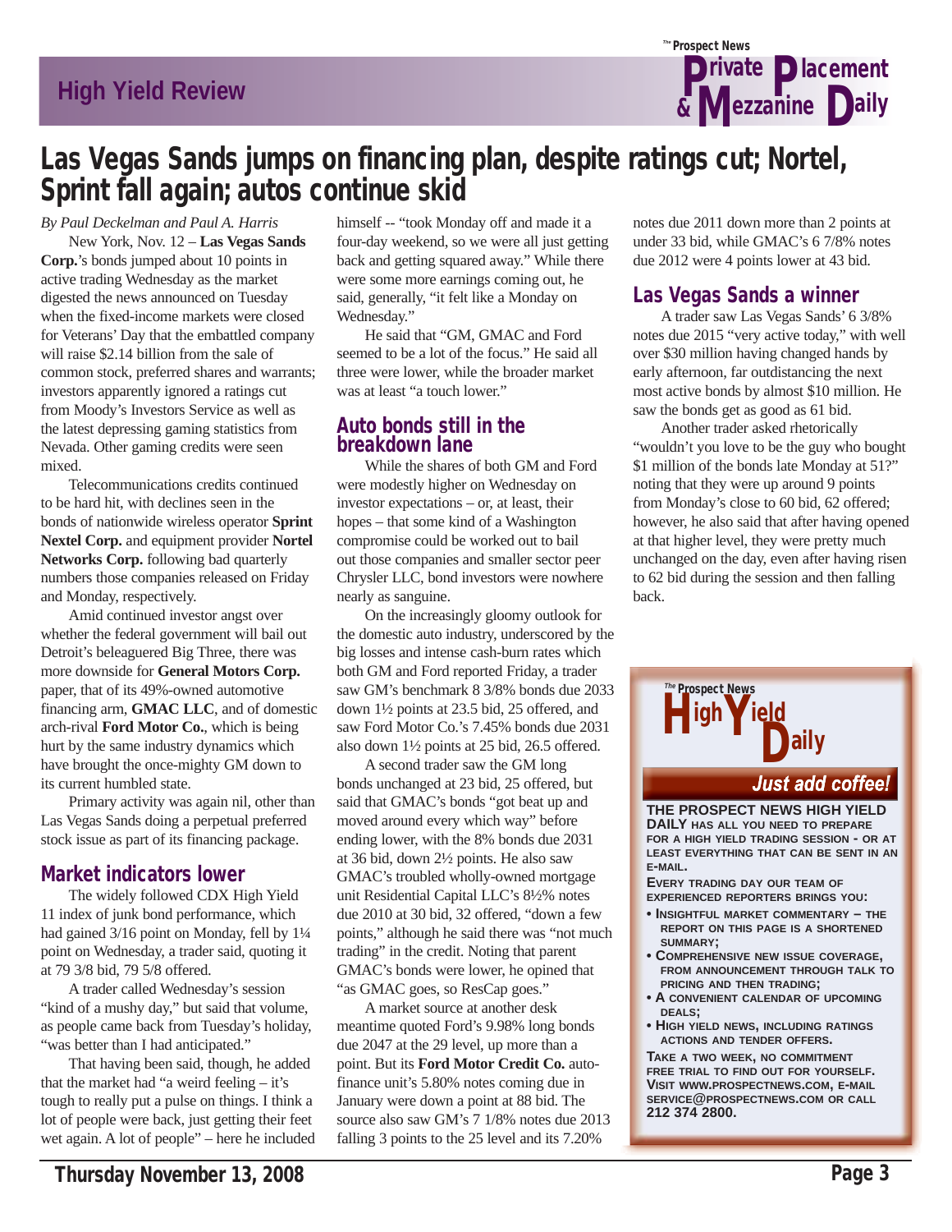# Las Vegas Sands jumps on financing plan, despite ratings cut; Nortel, Sprint fall again; autos continue skid

*By Paul Deckelman and Paul A. Harris*

New York, Nov. 12 – **Las Vegas Sands Corp.**'s bonds jumped about 10 points in active trading Wednesday as the market digested the news announced on Tuesday when the fixed-income markets were closed for Veterans' Day that the embattled company will raise $2.14 billion from the sale of common stock, preferred shares and warrants; investors apparently ignored a ratings cut from Moody's Investors Service as well as the latest depressing gaming statistics from Nevada. Other gaming credits were seen mixed.

Telecommunications credits continued to be hard hit, with declines seen in the bonds of nationwide wireless operator **Sprint Nextel Corp.** and equipment provider **Nortel Networks Corp.** following bad quarterly numbers those companies released on Friday and Monday, respectively.

Amid continued investor angst over whether the federal government will bail out Detroit's beleaguered Big Three, there was more downside for **General Motors Corp.** paper, that of its 49%-owned automotive financing arm, **GMAC LLC**, and of domestic arch-rival **Ford Motor Co.**, which is being hurt by the same industry dynamics which have brought the once-mighty GM down to its current humbled state.

Primary activity was again nil, other than Las Vegas Sands doing a perpetual preferred stock issue as part of its financing package.

## Market indicators lower

The widely followed CDX High Yield 11 index of junk bond performance, which had gained 3/16 point on Monday, fell by 1¼ point on Wednesday, a trader said, quoting it at 79 3/8 bid, 79 5/8 offered.

A trader called Wednesday's session "kind of a mushy day," but said that volume, as people came back from Tuesday's holiday, "was better than I had anticipated."

That having been said, though, he added that the market had "a weird feeling – it's tough to really put a pulse on things. I think a lot of people were back, just getting their feet wet again. A lot of people" – here he included himself -- "took Monday off and made it a four-day weekend, so we were all just getting back and getting squared away." While there were some more earnings coming out, he said, generally, "it felt like a Monday on Wednesday."

He said that "GM, GMAC and Ford seemed to be a lot of the focus." He said all three were lower, while the broader market was at least "a touch lower."

## Auto bonds still in the breakdown lane

While the shares of both GM and Ford were modestly higher on Wednesday on investor expectations – or, at least, their hopes – that some kind of a Washington compromise could be worked out to bail out those companies and smaller sector peer Chrysler LLC, bond investors were nowhere nearly as sanguine.

On the increasingly gloomy outlook for the domestic auto industry, underscored by the big losses and intense cash-burn rates which both GM and Ford reported Friday, a trader saw GM's benchmark 8 3/8% bonds due 2033 down 1½ points at 23.5 bid, 25 offered, and saw Ford Motor Co.'s 7.45% bonds due 2031 also down 1½ points at 25 bid, 26.5 offered.

A second trader saw the GM long bonds unchanged at 23 bid, 25 offered, but said that GMAC's bonds "got beat up and moved around every which way" before ending lower, with the 8% bonds due 2031 at 36 bid, down 2½ points. He also saw GMAC's troubled wholly-owned mortgage unit Residential Capital LLC's 8½% notes due 2010 at 30 bid, 32 offered, "down a few points," although he said there was "not much trading" in the credit. Noting that parent GMAC's bonds were lower, he opined that "as GMAC goes, so ResCap goes."

A market source at another desk meantime quoted Ford's 9.98% long bonds due 2047 at the 29 level, up more than a point. But its **Ford Motor Credit Co.** auto-finance unit's 5.80% notes coming due in January were down a point at 88 bid. The source also saw GM's 7 1/8% notes due 2013 falling 3 points to the 25 level and its 7.20% notes due 2011 down more than 2 points at under 33 bid, while GMAC's 6 7/8% notes due 2012 were 4 points lower at 43 bid.

## Las Vegas Sands a winner

A trader saw Las Vegas Sands' 6 3/8% notes due 2015 "very active today," with well over $30 million having changed hands by early afternoon, far outdistancing the next most active bonds by almost $10 million. He saw the bonds get as good as 61 bid.

Another trader asked rhetorically "wouldn't you love to be the guy who bought $1 million of the bonds late Monday at 51?" noting that they were up around 9 points from Monday's close to 60 bid, 62 offered; however, he also said that after having opened at that higher level, they were pretty much unchanged on the day, even after having risen to 62 bid during the session and then falling back.

---

**The Prospect News High Yield Daily**

*Just add coffee!*

**THE PROSPECT NEWS HIGH YIELD DAILY** HAS ALL YOU NEED TO PREPARE FOR A HIGH YIELD TRADING SESSION - OR AT LEAST EVERYTHING THAT CAN BE SENT IN AN E-MAIL.

EVERY TRADING DAY OUR TEAM OF EXPERIENCED REPORTERS BRINGS YOU:

- INSIGHTFUL MARKET COMMENTARY – THE REPORT ON THIS PAGE IS A SHORTENED SUMMARY;
- COMPREHENSIVE NEW ISSUE COVERAGE, FROM ANNOUNCEMENT THROUGH TALK TO PRICING AND THEN TRADING;
- A CONVENIENT CALENDAR OF UPCOMING DEALS;
- HIGH YIELD NEWS, INCLUDING RATINGS ACTIONS AND TENDER OFFERS.

TAKE A TWO WEEK, NO COMMITMENT FREE TRIAL TO FIND OUT FOR YOURSELF. VISIT WWW.PROSPECTNEWS.COM, E-MAIL SERVICE@PROSPECTNEWS.COM OR CALL 212 374 2800.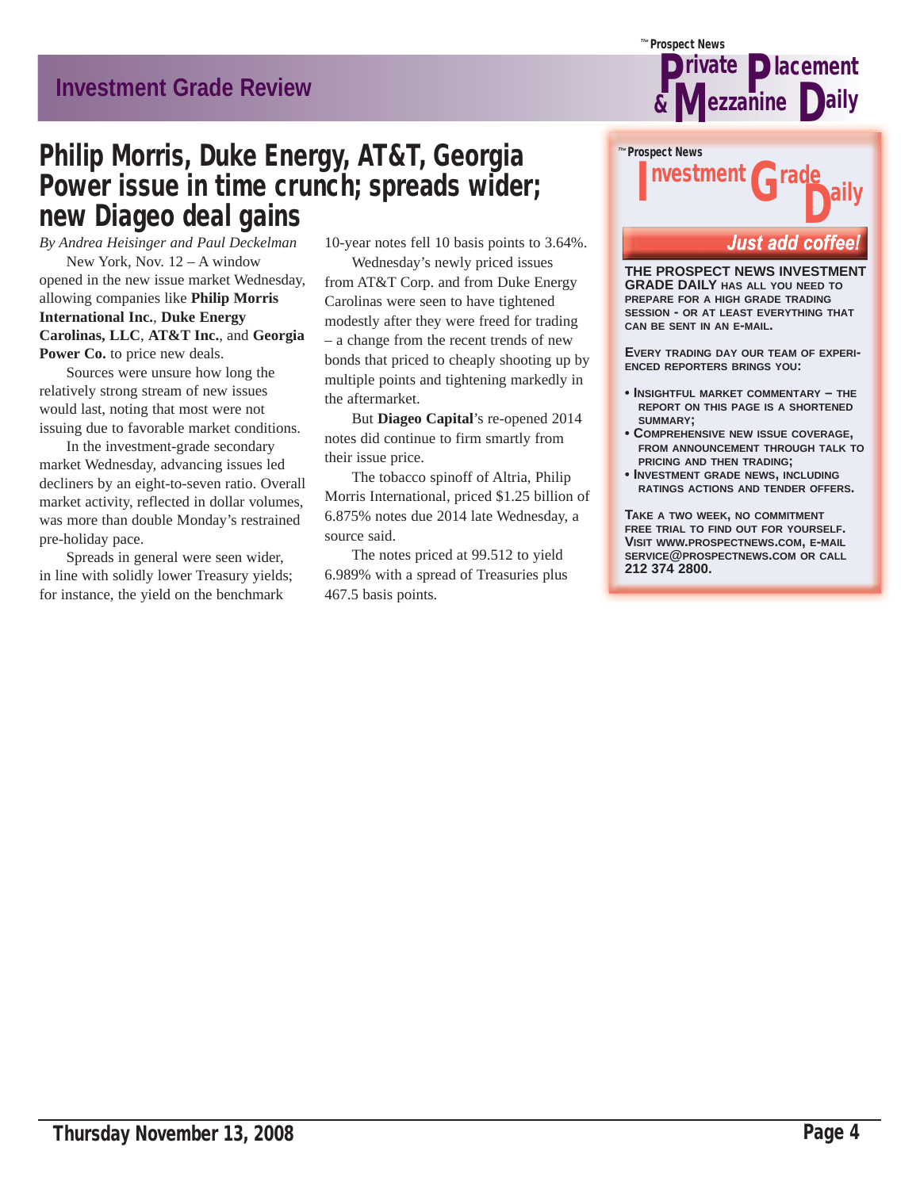# Philip Morris, Duke Energy, AT&T, Georgia Power issue in time crunch; spreads wider; new Diageo deal gains

*By Andrea Heisinger and Paul Deckelman*

New York, Nov. 12 – A window opened in the new issue market Wednesday, allowing companies like **Philip Morris International Inc.**, **Duke Energy Carolinas, LLC**, **AT&T Inc.**, and **Georgia Power Co.** to price new deals.

Sources were unsure how long the relatively strong stream of new issues would last, noting that most were not issuing due to favorable market conditions.

In the investment-grade secondary market Wednesday, advancing issues led decliners by an eight-to-seven ratio. Overall market activity, reflected in dollar volumes, was more than double Monday's restrained pre-holiday pace.

Spreads in general were seen wider, in line with solidly lower Treasury yields; for instance, the yield on the benchmark 10-year notes fell 10 basis points to 3.64%.

Wednesday's newly priced issues from AT&T Corp. and from Duke Energy Carolinas were seen to have tightened modestly after they were freed for trading – a change from the recent trends of new bonds that priced to cheaply shooting up by multiple points and tightening markedly in the aftermarket.

But **Diageo Capital**'s re-opened 2014 notes did continue to firm smartly from their issue price.

The tobacco spinoff of Altria, Philip Morris International, priced $1.25 billion of 6.875% notes due 2014 late Wednesday, a source said.

The notes priced at 99.512 to yield 6.989% with a spread of Treasuries plus 467.5 basis points.

---

**The Prospect News Investment Grade Daily**

**Just add coffee!**

**THE PROSPECT NEWS INVESTMENT GRADE DAILY** HAS ALL YOU NEED TO PREPARE FOR A HIGH GRADE TRADING SESSION - OR AT LEAST EVERYTHING THAT CAN BE SENT IN AN E-MAIL.

EVERY TRADING DAY OUR TEAM OF EXPERIENCED REPORTERS BRINGS YOU:

- INSIGHTFUL MARKET COMMENTARY – THE REPORT ON THIS PAGE IS A SHORTENED SUMMARY;
- COMPREHENSIVE NEW ISSUE COVERAGE, FROM ANNOUNCEMENT THROUGH TALK TO PRICING AND THEN TRADING;
- INVESTMENT GRADE NEWS, INCLUDING RATINGS ACTIONS AND TENDER OFFERS.

TAKE A TWO WEEK, NO COMMITMENT FREE TRIAL TO FIND OUT FOR YOURSELF. VISIT WWW.PROSPECTNEWS.COM, E-MAIL SERVICE@PROSPECTNEWS.COM OR CALL **212 374 2800.**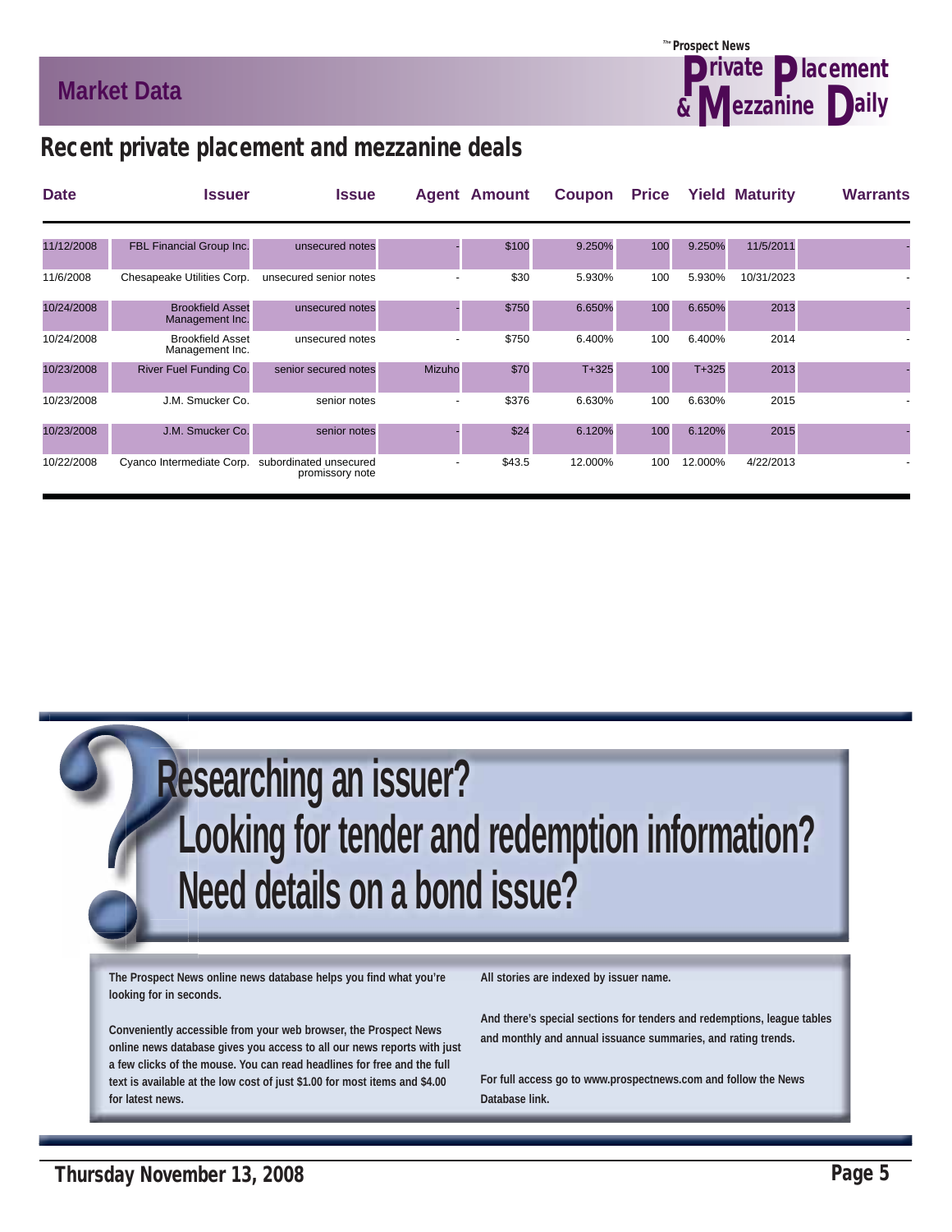## Market Data

# Recent private placement and mezzanine deals

| Date | Issuer | Issue | Agent | Amount | Coupon | Price | Yield | Maturity | Warrants |
|---|---|---|---|---|---|---|---|---|---|
| 11/12/2008 | FBL Financial Group Inc. | unsecured notes | - | $100 | 9.250% | 100 | 9.250% | 11/5/2011 | - |
| 11/6/2008 | Chesapeake Utilities Corp. | unsecured senior notes | - | $30 | 5.930% | 100 | 5.930% | 10/31/2023 | - |
| 10/24/2008 | Brookfield Asset Management Inc. | unsecured notes | - | $750 | 6.650% | 100 | 6.650% | 2013 | - |
| 10/24/2008 | Brookfield Asset Management Inc. | unsecured notes | - | $750 | 6.400% | 100 | 6.400% | 2014 | - |
| 10/23/2008 | River Fuel Funding Co. | senior secured notes | Mizuho | $70 | T+325 | 100 | T+325 | 2013 | - |
| 10/23/2008 | J.M. Smucker Co. | senior notes | - | $376 | 6.630% | 100 | 6.630% | 2015 | - |
| 10/23/2008 | J.M. Smucker Co. | senior notes | - | $24 | 6.120% | 100 | 6.120% | 2015 | - |
| 10/22/2008 | Cyanco Intermediate Corp. | subordinated unsecured promissory note | - | $43.5 | 12.000% | 100 | 12.000% | 4/22/2013 | - |

## Researching an issuer?
## Looking for tender and redemption information?
## Need details on a bond issue?

**The Prospect News online news database helps you find what you're looking for in seconds.**

**Conveniently accessible from your web browser, the Prospect News online news database gives you access to all our news reports with just a few clicks of the mouse. You can read headlines for free and the full text is available at the low cost of just $1.00 for most items and $4.00 for latest news.**

**All stories are indexed by issuer name.**

**And there's special sections for tenders and redemptions, league tables and monthly and annual issuance summaries, and rating trends.**

**For full access go to www.prospectnews.com and follow the News Database link.**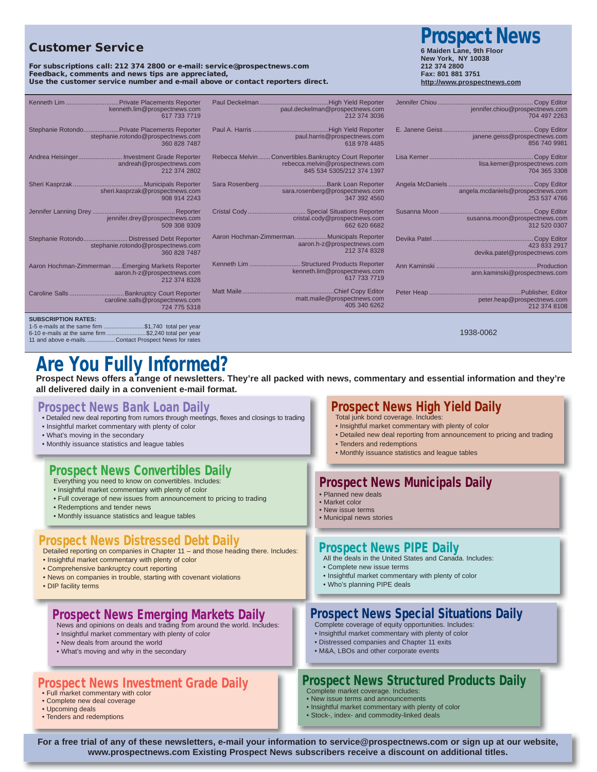## Customer Service

**For subscriptions call: 212 374 2800 or e-mail: service@prospectnews.com**
**Feedback, comments and news tips are appreciated,**
**Use the customer service number and e-mail above or contact reporters direct.**

# Prospect News

**6 Maiden Lane, 9th Floor**
**New York, NY 10038**
**212 374 2800**
**Fax: 801 881 3751**
**http://www.prospectnews.com**

Kenneth Lim ............................Private Placements Reporter
kenneth.lim@prospectnews.com
617 733 7719

Stephanie Rotondo....................Private Placements Reporter
stephanie.rotondo@prospectnews.com
360 828 7487

Andrea Heisinger........................ Investment Grade Reporter
andreah@prospectnews.com
212 374 2802

Sheri Kasprzak........................................Municipals Reporter
sheri.kasprzak@prospectnews.com
908 914 2243

Jennifer Lanning Drey ...............................................Reporter
jennifer.drey@prospectnews.com
509 308 9309

Stephanie Rotondo......................... Distressed Debt Reporter
stephanie.rotondo@prospectnews.com
360 828 7487

Aaron Hochman-Zimmerman......Emerging Markets Reporter
aaron.h-z@prospectnews.com
212 374 8328

Caroline Salls ..............................Bankruptcy Court Reporter
caroline.salls@prospectnews.com
724 775 5318

Paul Deckelman .......................................High Yield Reporter
paul.deckelman@prospectnews.com
212 374 3036

Paul A. Harris ...........................................High Yield Reporter
paul.harris@prospectnews.com
618 978 4485

Rebecca Melvin.......Convertibles.Bankruptcy Court Reporter
rebecca.melvin@prospectnews.com
845 534 5305/212 374 1397

Sara Rosenberg ......................................Bank Loan Reporter
sara.rosenberg@prospectnews.com
347 392 4560

Cristal Cody................................ Special Situations Reporter
cristal.cody@prospectnews.com
662 620 6682

Aaron Hochman-Zimmerman. .................Municipals Reporter
aaron.h-z@prospectnews.com
212 374 8328

Kenneth Lim ............................ Structured Products Reporter
kenneth.lim@prospectnews.com
617 733 7719

Matt Maile....................................................Chief Copy Editor
matt.maile@prospectnews.com
405 340 6262

Jennifer Chiou ......................................................Copy Editor
jennifer.chiou@prospectnews.com
704 497 2263

E. Janene Geiss...................................................Copy Editor
janene.geiss@prospectnews.com
856 740 9981

Lisa Kerner ...........................................................Copy Editor
lisa.kerner@prospectnews.com
704 365 3308

Angela McDaniels ................................................Copy Editor
angela.mcdaniels@prospectnews.com
253 537 4766

Susanna Moon .....................................................Copy Editor
susanna.moon@prospectnews.com
312 520 0307

Devika Patel .........................................................Copy Editor
423 833 2917
devika.patel@prospectnews.com

Ann Kaminski .........................................................Production
ann.kaminski@prospectnews.com

Peter Heap ....................................................Publisher, Editor
peter.heap@prospectnews.com
212 374 8108

**SUBSCRIPTION RATES:**
1-5 e-mails at the same firm ........................$1,740 total per year
6-10 e-mails at the same firm ........................$2,240 total per year
11 and above e-mails. .................Contact Prospect News for rates

1938-0062

# Are You Fully Informed?

**Prospect News offers a range of newsletters. They're all packed with news, commentary and essential information and they're all delivered daily in a convenient e-mail format.**

## Prospect News Bank Loan Daily

- Detailed new deal reporting from rumors through meetings, flexes and closings to trading
- Insightful market commentary with plenty of color
- What's moving in the secondary
- Monthly issuance statistics and league tables

## Prospect News Convertibles Daily

Everything you need to know on convertibles. Includes:
- Insightful market commentary with plenty of color
- Full coverage of new issues from announcement to pricing to trading
- Redemptions and tender news
- Monthly issuance statistics and league tables

## Prospect News Distressed Debt Daily

Detailed reporting on companies in Chapter 11 – and those heading there. Includes:
- Insightful market commentary with plenty of color
- Comprehensive bankruptcy court reporting
- News on companies in trouble, starting with covenant violations
- DIP facility terms

## Prospect News Emerging Markets Daily

News and opinions on deals and trading from around the world. Includes:
- Insightful market commentary with plenty of color
- New deals from around the world
- What's moving and why in the secondary

## Prospect News Investment Grade Daily

- Full market commentary with color
- Complete new deal coverage
- Upcoming deals
- Tenders and redemptions

## Prospect News High Yield Daily

Total junk bond coverage. Includes:
- Insightful market commentary with plenty of color
- Detailed new deal reporting from announcement to pricing and trading
- Tenders and redemptions
- Monthly issuance statistics and league tables

## Prospect News Municipals Daily

- Planned new deals
- Market color
- New issue terms
- Municipal news stories

## Prospect News PIPE Daily

All the deals in the United States and Canada. Includes:
- Complete new issue terms
- Insightful market commentary with plenty of color
- Who's planning PIPE deals

## Prospect News Special Situations Daily

Complete coverage of equity opportunities. Includes:
- Insightful market commentary with plenty of color
- Distressed companies and Chapter 11 exits
- M&A, LBOs and other corporate events

## Prospect News Structured Products Daily

Complete market coverage. Includes:
- New issue terms and announcements
- Insightful market commentary with plenty of color
- Stock-, index- and commodity-linked deals

**For a free trial of any of these newsletters, e-mail your information to service@prospectnews.com or sign up at our website, www.prospectnews.com Existing Prospect News subscribers receive a discount on additional titles.**